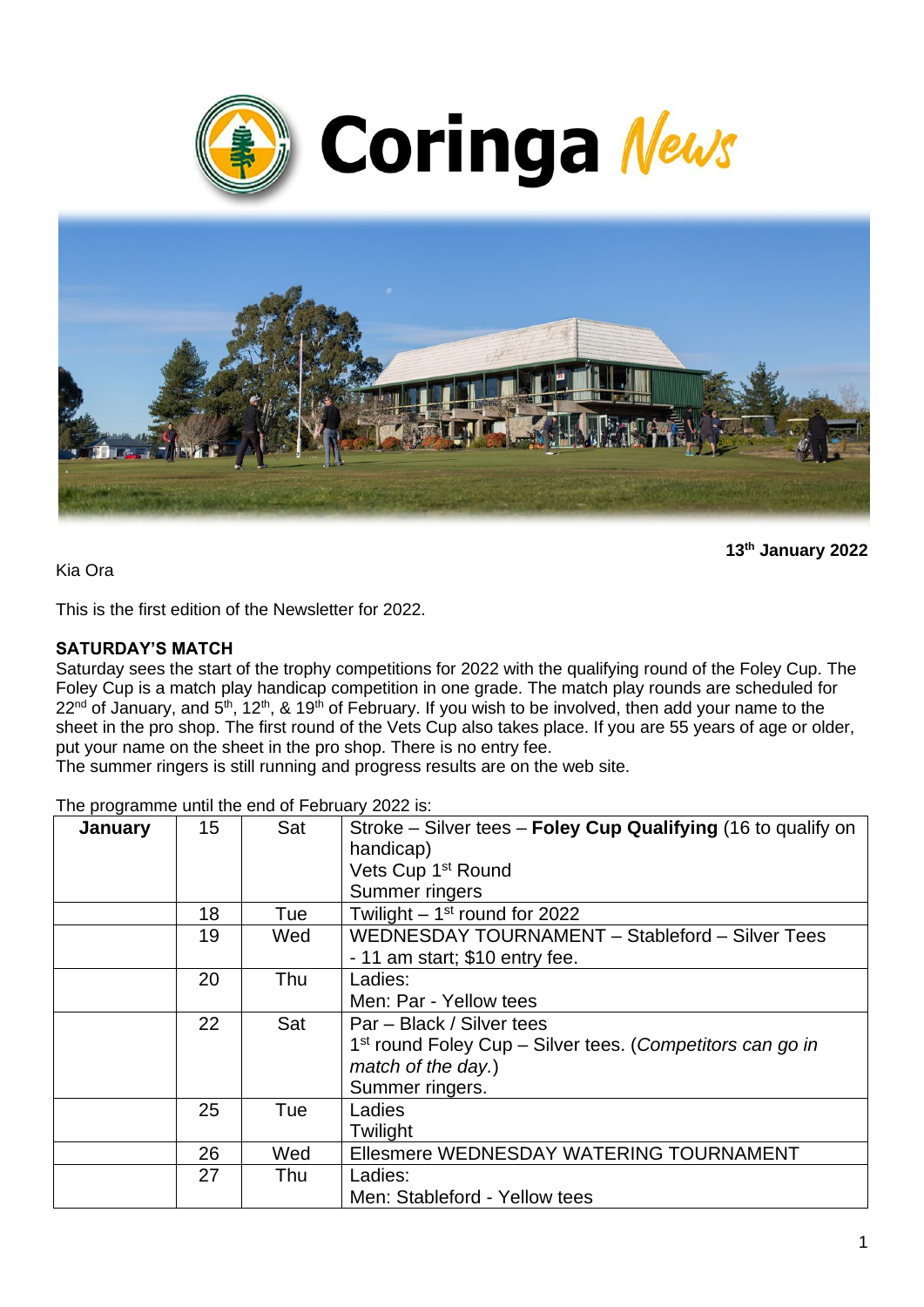# Coringa News

**13th January 2022**

Kia Ora

This is the first edition of the Newsletter for 2022.

**SATURDAY'S MATCH**

Saturday sees the start of the trophy competitions for 2022 with the qualifying round of the Foley Cup. The Foley Cup is a match play handicap competition in one grade. The match play rounds are scheduled for 22nd of January, and 5th, 12th, & 19th of February. If you wish to be involved, then add your name to the sheet in the pro shop. The first round of the Vets Cup also takes place. If you are 55 years of age or older, put your name on the sheet in the pro shop. There is no entry fee.
The summer ringers is still running and progress results are on the web site.

The programme until the end of February 2022 is:

| **January** | 15 | Sat | Stroke – Silver tees – **Foley Cup Qualifying** (16 to qualify on handicap)<br>Vets Cup 1st Round<br>Summer ringers |
|---|---|---|---|
| | 18 | Tue | Twilight – 1st round for 2022 |
| | 19 | Wed | WEDNESDAY TOURNAMENT – Stableford – Silver Tees - 11 am start; $10 entry fee. |
| | 20 | Thu | Ladies:<br>Men: Par - Yellow tees |
| | 22 | Sat | Par – Black / Silver tees<br>1st round Foley Cup – Silver tees. (*Competitors can go in match of the day.*)<br>Summer ringers. |
| | 25 | Tue | Ladies<br>Twilight |
| | 26 | Wed | Ellesmere WEDNESDAY WATERING TOURNAMENT |
| | 27 | Thu | Ladies:<br>Men: Stableford - Yellow tees |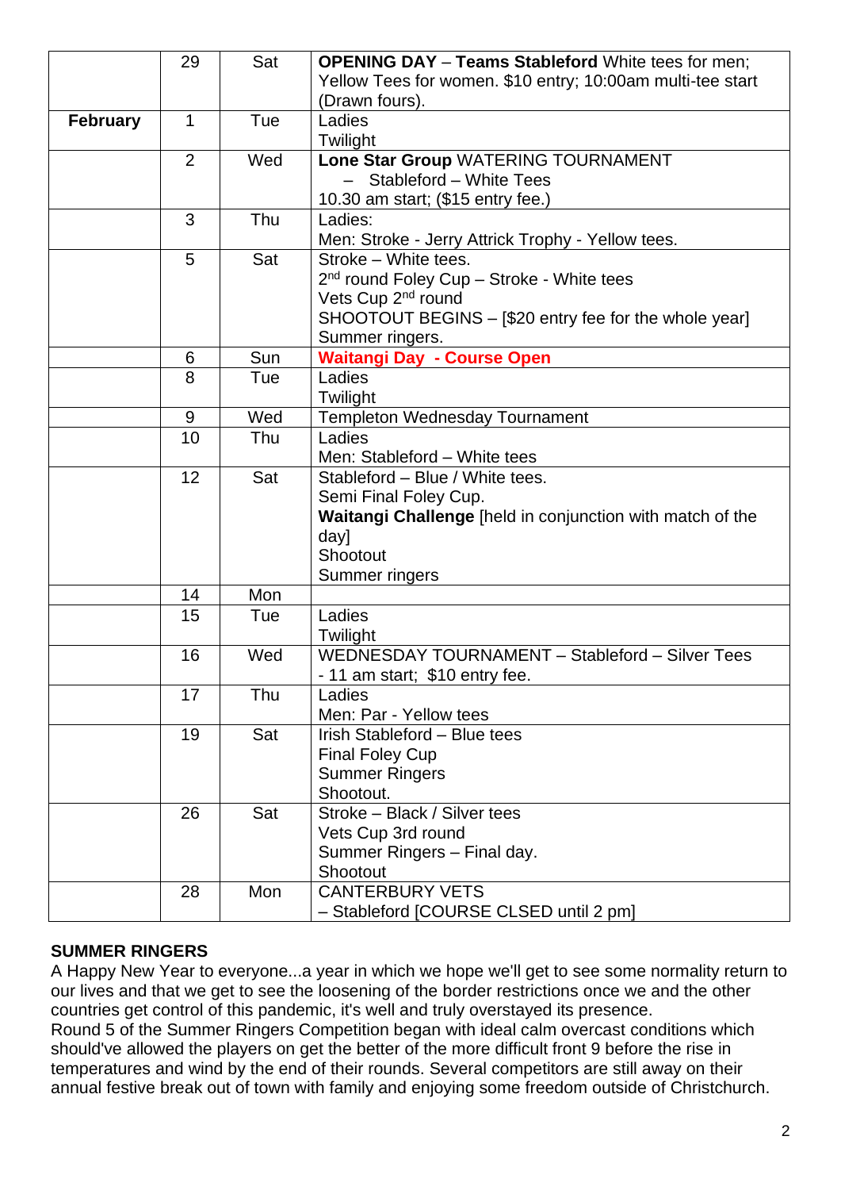| | | | |
|---|---|---|---|
| | 29 | Sat | **OPENING DAY** – **Teams Stableford** White tees for men; Yellow Tees for women. $10 entry; 10:00am multi-tee start (Drawn fours). |
| **February** | 1 | Tue | Ladies<br>Twilight |
| | 2 | Wed | **Lone Star Group** WATERING TOURNAMENT<br>– Stableford – White Tees<br>10.30 am start; ($15 entry fee.) |
| | 3 | Thu | Ladies:<br>Men: Stroke - Jerry Attrick Trophy - Yellow tees. |
| | 5 | Sat | Stroke – White tees.<br>2nd round Foley Cup – Stroke - White tees<br>Vets Cup 2nd round<br>SHOOTOUT BEGINS – [$20 entry fee for the whole year]<br>Summer ringers. |
| | 6 | Sun | **Waitangi Day - Course Open** |
| | 8 | Tue | Ladies<br>Twilight |
| | 9 | Wed | Templeton Wednesday Tournament |
| | 10 | Thu | Ladies<br>Men: Stableford – White tees |
| | 12 | Sat | Stableford – Blue / White tees.<br>Semi Final Foley Cup.<br>**Waitangi Challenge** [held in conjunction with match of the day]<br>Shootout<br>Summer ringers |
| | 14 | Mon | |
| | 15 | Tue | Ladies<br>Twilight |
| | 16 | Wed | WEDNESDAY TOURNAMENT – Stableford – Silver Tees<br>- 11 am start; $10 entry fee. |
| | 17 | Thu | Ladies<br>Men: Par - Yellow tees |
| | 19 | Sat | Irish Stableford – Blue tees<br>Final Foley Cup<br>Summer Ringers<br>Shootout. |
| | 26 | Sat | Stroke – Black / Silver tees<br>Vets Cup 3rd round<br>Summer Ringers – Final day.<br>Shootout |
| | 28 | Mon | CANTERBURY VETS<br>– Stableford [COURSE CLSED until 2 pm] |

**SUMMER RINGERS**

A Happy New Year to everyone...a year in which we hope we'll get to see some normality return to our lives and that we get to see the loosening of the border restrictions once we and the other countries get control of this pandemic, it's well and truly overstayed its presence.

Round 5 of the Summer Ringers Competition began with ideal calm overcast conditions which should've allowed the players on get the better of the more difficult front 9 before the rise in temperatures and wind by the end of their rounds. Several competitors are still away on their annual festive break out of town with family and enjoying some freedom outside of Christchurch.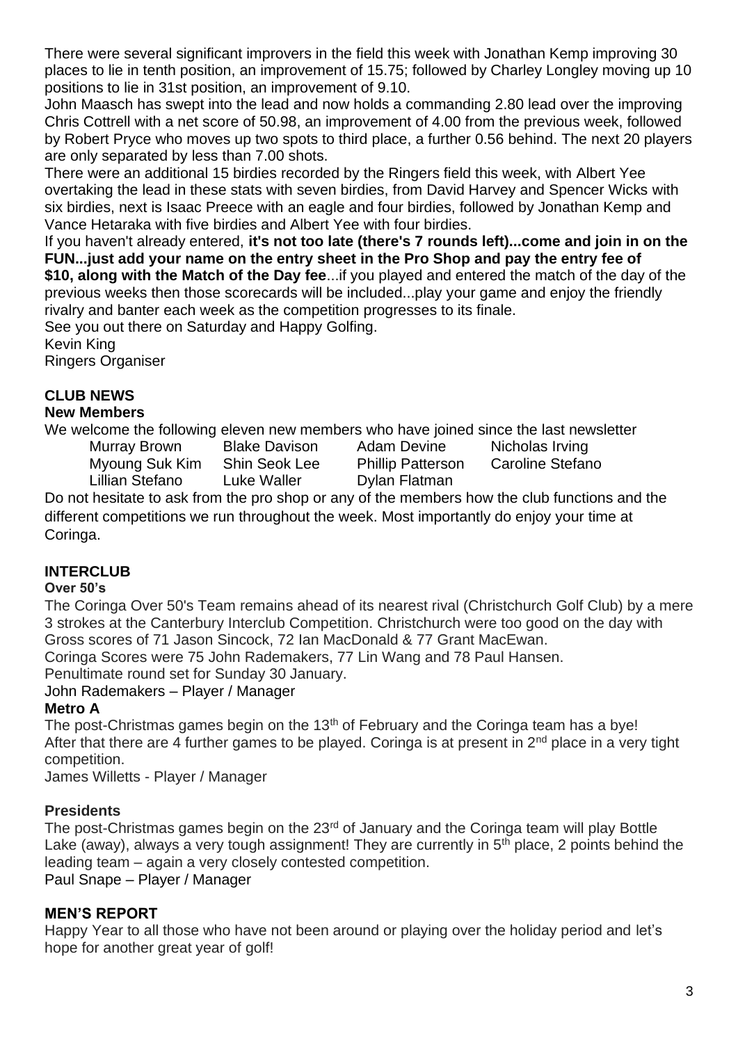There were several significant improvers in the field this week with Jonathan Kemp improving 30 places to lie in tenth position, an improvement of 15.75; followed by Charley Longley moving up 10 positions to lie in 31st position, an improvement of 9.10.

John Maasch has swept into the lead and now holds a commanding 2.80 lead over the improving Chris Cottrell with a net score of 50.98, an improvement of 4.00 from the previous week, followed by Robert Pryce who moves up two spots to third place, a further 0.56 behind. The next 20 players are only separated by less than 7.00 shots.

There were an additional 15 birdies recorded by the Ringers field this week, with Albert Yee overtaking the lead in these stats with seven birdies, from David Harvey and Spencer Wicks with six birdies, next is Isaac Preece with an eagle and four birdies, followed by Jonathan Kemp and Vance Hetaraka with five birdies and Albert Yee with four birdies.

If you haven't already entered, **it's not too late (there's 7 rounds left)...come and join in on the FUN...just add your name on the entry sheet in the Pro Shop and pay the entry fee of $10, along with the Match of the Day fee**...if you played and entered the match of the day of the previous weeks then those scorecards will be included...play your game and enjoy the friendly rivalry and banter each week as the competition progresses to its finale.

See you out there on Saturday and Happy Golfing.

Kevin King
Ringers Organiser

## CLUB NEWS

### New Members

We welcome the following eleven new members who have joined since the last newsletter

| | | | |
|---|---|---|---|
| Murray Brown | Blake Davison | Adam Devine | Nicholas Irving |
| Myoung Suk Kim | Shin Seok Lee | Phillip Patterson | Caroline Stefano |
| Lillian Stefano | Luke Waller | Dylan Flatman | |

Do not hesitate to ask from the pro shop or any of the members how the club functions and the different competitions we run throughout the week. Most importantly do enjoy your time at Coringa.

## INTERCLUB

### Over 50's

The Coringa Over 50's Team remains ahead of its nearest rival (Christchurch Golf Club) by a mere 3 strokes at the Canterbury Interclub Competition. Christchurch were too good on the day with Gross scores of 71 Jason Sincock, 72 Ian MacDonald & 77 Grant MacEwan.

Coringa Scores were 75 John Rademakers, 77 Lin Wang and 78 Paul Hansen.

Penultimate round set for Sunday 30 January.

John Rademakers – Player / Manager

### Metro A

The post-Christmas games begin on the 13th of February and the Coringa team has a bye! After that there are 4 further games to be played. Coringa is at present in 2nd place in a very tight competition.

James Willetts - Player / Manager

### Presidents

The post-Christmas games begin on the 23rd of January and the Coringa team will play Bottle Lake (away), always a very tough assignment! They are currently in 5th place, 2 points behind the leading team – again a very closely contested competition.

Paul Snape – Player / Manager

## MEN'S REPORT

Happy Year to all those who have not been around or playing over the holiday period and let's hope for another great year of golf!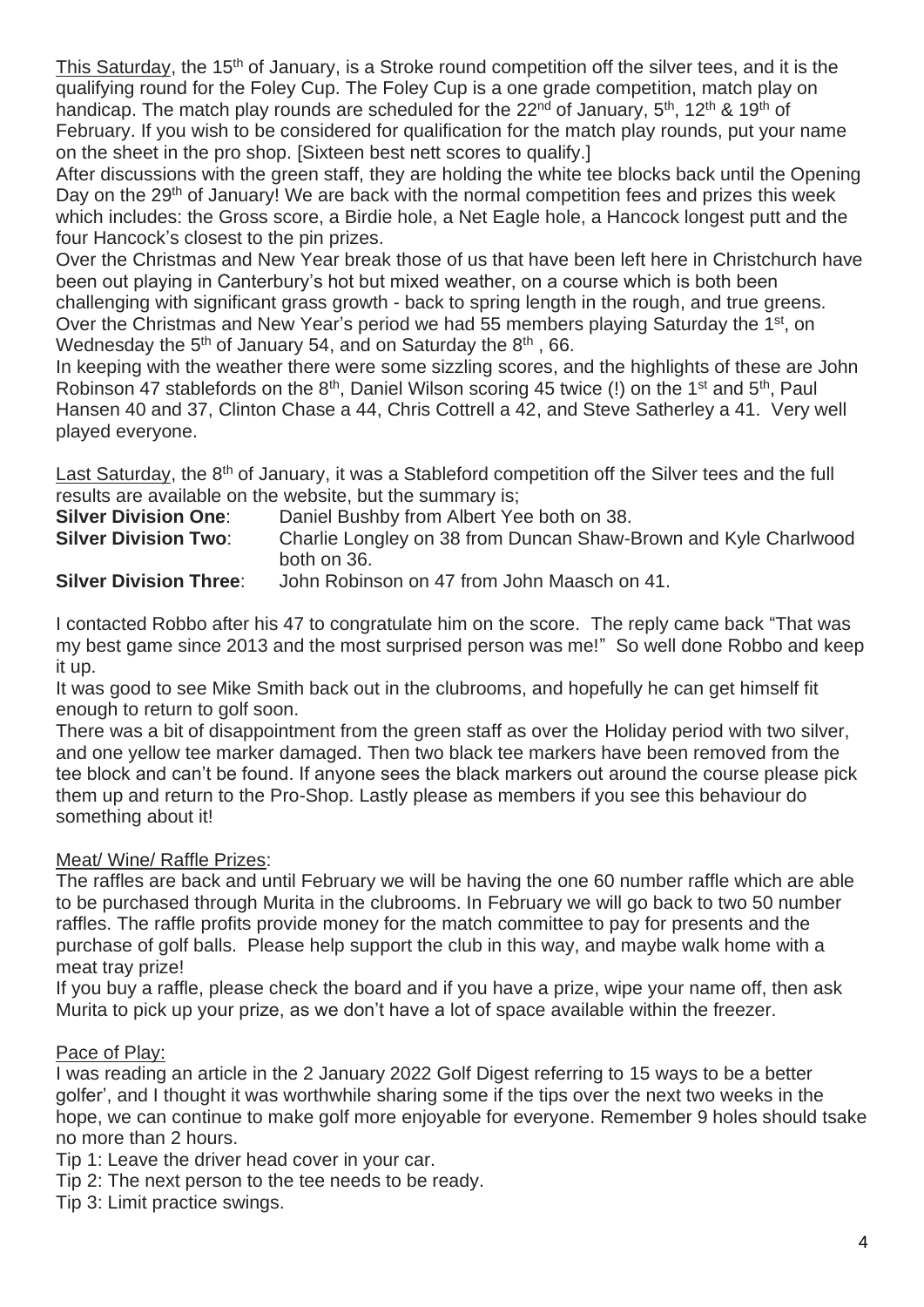This Saturday, the 15th of January, is a Stroke round competition off the silver tees, and it is the qualifying round for the Foley Cup. The Foley Cup is a one grade competition, match play on handicap. The match play rounds are scheduled for the 22nd of January, 5th, 12th & 19th of February. If you wish to be considered for qualification for the match play rounds, put your name on the sheet in the pro shop. [Sixteen best nett scores to qualify.]

After discussions with the green staff, they are holding the white tee blocks back until the Opening Day on the 29th of January! We are back with the normal competition fees and prizes this week which includes: the Gross score, a Birdie hole, a Net Eagle hole, a Hancock longest putt and the four Hancock's closest to the pin prizes.

Over the Christmas and New Year break those of us that have been left here in Christchurch have been out playing in Canterbury's hot but mixed weather, on a course which is both been challenging with significant grass growth - back to spring length in the rough, and true greens. Over the Christmas and New Year's period we had 55 members playing Saturday the 1st, on Wednesday the 5th of January 54, and on Saturday the 8th , 66.

In keeping with the weather there were some sizzling scores, and the highlights of these are John Robinson 47 stablefords on the 8th, Daniel Wilson scoring 45 twice (!) on the 1st and 5th, Paul Hansen 40 and 37, Clinton Chase a 44, Chris Cottrell a 42, and Steve Satherley a 41. Very well played everyone.

Last Saturday, the 8th of January, it was a Stableford competition off the Silver tees and the full results are available on the website, but the summary is;

**Silver Division One**: Daniel Bushby from Albert Yee both on 38.

**Silver Division Two**: Charlie Longley on 38 from Duncan Shaw-Brown and Kyle Charlwood both on 36.

**Silver Division Three**: John Robinson on 47 from John Maasch on 41.

I contacted Robbo after his 47 to congratulate him on the score. The reply came back "That was my best game since 2013 and the most surprised person was me!" So well done Robbo and keep it up.

It was good to see Mike Smith back out in the clubrooms, and hopefully he can get himself fit enough to return to golf soon.

There was a bit of disappointment from the green staff as over the Holiday period with two silver, and one yellow tee marker damaged. Then two black tee markers have been removed from the tee block and can't be found. If anyone sees the black markers out around the course please pick them up and return to the Pro-Shop. Lastly please as members if you see this behaviour do something about it!

Meat/ Wine/ Raffle Prizes:

The raffles are back and until February we will be having the one 60 number raffle which are able to be purchased through Murita in the clubrooms. In February we will go back to two 50 number raffles. The raffle profits provide money for the match committee to pay for presents and the purchase of golf balls. Please help support the club in this way, and maybe walk home with a meat tray prize!

If you buy a raffle, please check the board and if you have a prize, wipe your name off, then ask Murita to pick up your prize, as we don't have a lot of space available within the freezer.

Pace of Play:

I was reading an article in the 2 January 2022 Golf Digest referring to 15 ways to be a better golfer', and I thought it was worthwhile sharing some if the tips over the next two weeks in the hope, we can continue to make golf more enjoyable for everyone. Remember 9 holes should tsake no more than 2 hours.

Tip 1: Leave the driver head cover in your car.

Tip 2: The next person to the tee needs to be ready.

Tip 3: Limit practice swings.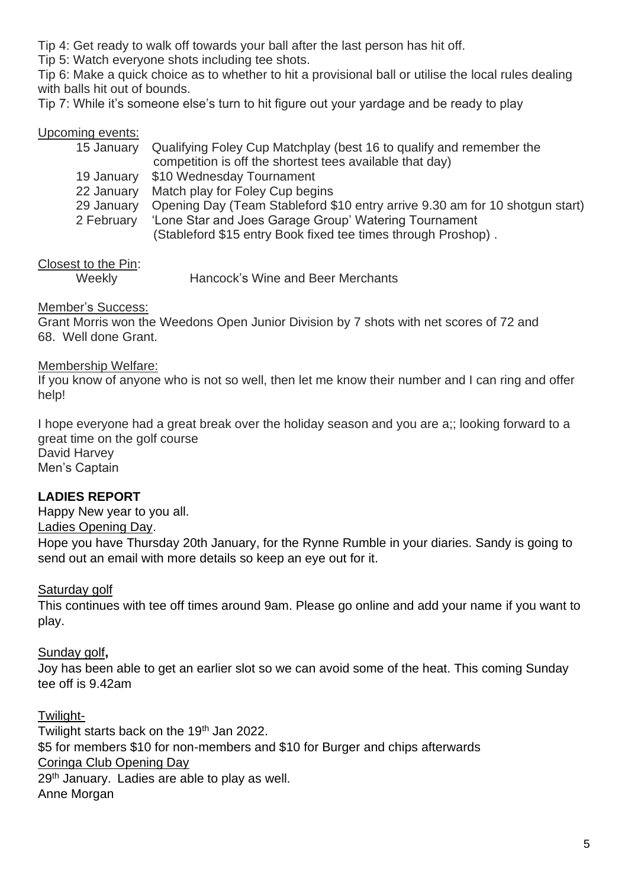Tip 4: Get ready to walk off towards your ball after the last person has hit off.
Tip 5: Watch everyone shots including tee shots.
Tip 6: Make a quick choice as to whether to hit a provisional ball or utilise the local rules dealing with balls hit out of bounds.
Tip 7: While it's someone else's turn to hit figure out your yardage and be ready to play

Upcoming events:

| | |
|---|---|
| 15 January | Qualifying Foley Cup Matchplay (best 16 to qualify and remember the competition is off the shortest tees available that day) |
| 19 January | $10 Wednesday Tournament |
| 22 January | Match play for Foley Cup begins |
| 29 January | Opening Day (Team Stableford $10 entry arrive 9.30 am for 10 shotgun start) |
| 2 February | 'Lone Star and Joes Garage Group' Watering Tournament (Stableford $15 entry Book fixed tee times through Proshop) . |

Closest to the Pin:
Weekly Hancock's Wine and Beer Merchants

Member's Success:
Grant Morris won the Weedons Open Junior Division by 7 shots with net scores of 72 and 68. Well done Grant.

Membership Welfare:
If you know of anyone who is not so well, then let me know their number and I can ring and offer help!

I hope everyone had a great break over the holiday season and you are a;; looking forward to a great time on the golf course
David Harvey
Men's Captain

**LADIES REPORT**

Happy New year to you all.

Ladies Opening Day.
Hope you have Thursday 20th January, for the Rynne Rumble in your diaries. Sandy is going to send out an email with more details so keep an eye out for it.

Saturday golf
This continues with tee off times around 9am. Please go online and add your name if you want to play.

Sunday golf**,**
Joy has been able to get an earlier slot so we can avoid some of the heat. This coming Sunday tee off is 9.42am

Twilight-
Twilight starts back on the 19th Jan 2022.
$5 for members $10 for non-members and $10 for Burger and chips afterwards

Coringa Club Opening Day
29th January. Ladies are able to play as well.
Anne Morgan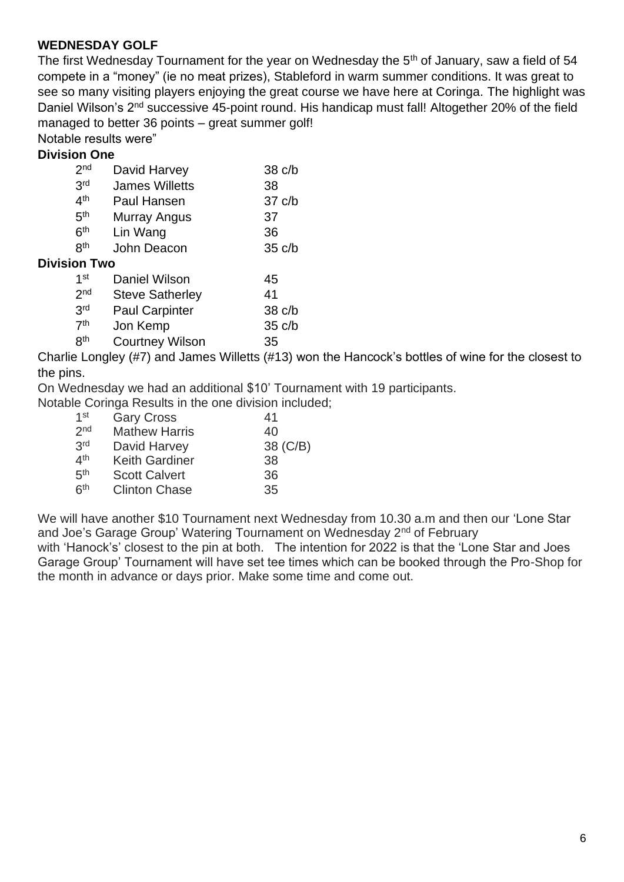**WEDNESDAY GOLF**

The first Wednesday Tournament for the year on Wednesday the 5th of January, saw a field of 54 compete in a "money" (ie no meat prizes), Stableford in warm summer conditions. It was great to see so many visiting players enjoying the great course we have here at Coringa. The highlight was Daniel Wilson's 2nd successive 45-point round. His handicap must fall! Altogether 20% of the field managed to better 36 points – great summer golf!

Notable results were"

**Division One**

| | | |
|---|---|---|
| 2nd | David Harvey | 38 c/b |
| 3rd | James Willetts | 38 |
| 4th | Paul Hansen | 37 c/b |
| 5th | Murray Angus | 37 |
| 6th | Lin Wang | 36 |
| 8th | John Deacon | 35 c/b |

**Division Two**

| | | |
|---|---|---|
| 1st | Daniel Wilson | 45 |
| 2nd | Steve Satherley | 41 |
| 3rd | Paul Carpinter | 38 c/b |
| 7th | Jon Kemp | 35 c/b |
| 8th | Courtney Wilson | 35 |

Charlie Longley (#7) and James Willetts (#13) won the Hancock's bottles of wine for the closest to the pins.

On Wednesday we had an additional $10' Tournament with 19 participants.

Notable Coringa Results in the one division included;

| | | |
|---|---|---|
| 1st | Gary Cross | 41 |
| 2nd | Mathew Harris | 40 |
| 3rd | David Harvey | 38 (C/B) |
| 4th | Keith Gardiner | 38 |
| 5th | Scott Calvert | 36 |
| 6th | Clinton Chase | 35 |

We will have another $10 Tournament next Wednesday from 10.30 a.m and then our 'Lone Star and Joe's Garage Group' Watering Tournament on Wednesday 2nd of February with 'Hanock's' closest to the pin at both. The intention for 2022 is that the 'Lone Star and Joes Garage Group' Tournament will have set tee times which can be booked through the Pro-Shop for the month in advance or days prior. Make some time and come out.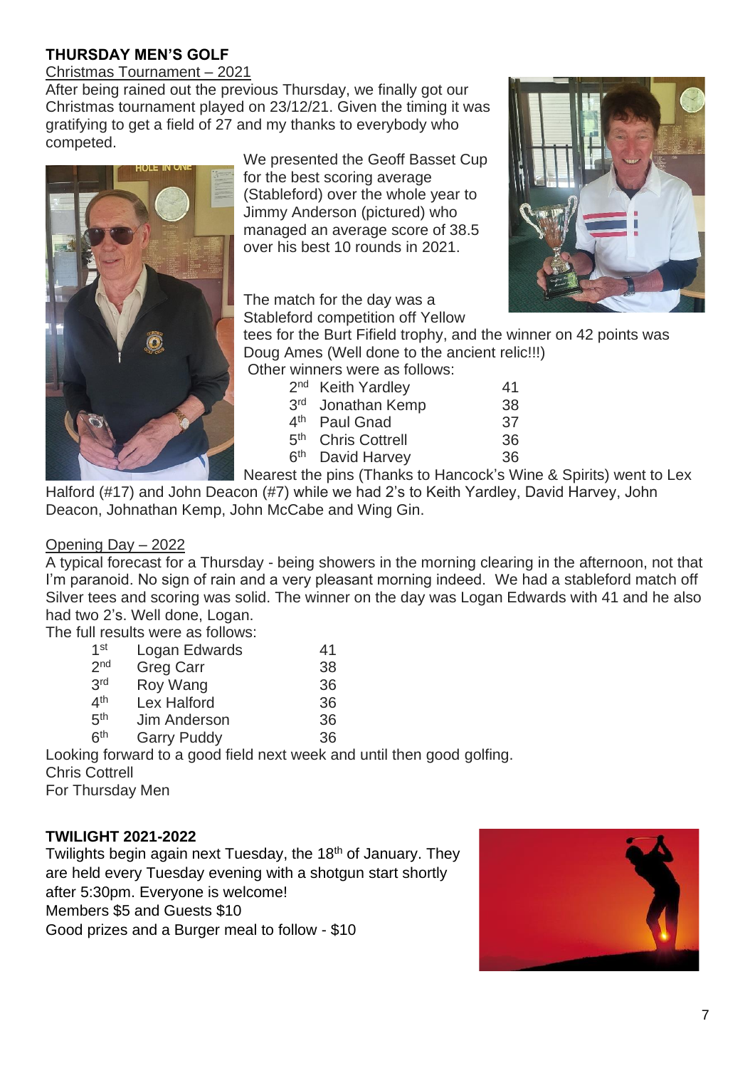## THURSDAY MEN'S GOLF

Christmas Tournament – 2021

After being rained out the previous Thursday, we finally got our Christmas tournament played on 23/12/21. Given the timing it was gratifying to get a field of 27 and my thanks to everybody who competed.

We presented the Geoff Basset Cup for the best scoring average (Stableford) over the whole year to Jimmy Anderson (pictured) who managed an average score of 38.5 over his best 10 rounds in 2021.

The match for the day was a Stableford competition off Yellow tees for the Burt Fifield trophy, and the winner on 42 points was Doug Ames (Well done to the ancient relic!!!)

Other winners were as follows:

| | | |
|---|---|---|
| 2nd | Keith Yardley | 41 |
| 3rd | Jonathan Kemp | 38 |
| 4th | Paul Gnad | 37 |
| 5th | Chris Cottrell | 36 |
| 6th | David Harvey | 36 |

Nearest the pins (Thanks to Hancock's Wine & Spirits) went to Lex Halford (#17) and John Deacon (#7) while we had 2's to Keith Yardley, David Harvey, John Deacon, Johnathan Kemp, John McCabe and Wing Gin.

Opening Day – 2022

A typical forecast for a Thursday - being showers in the morning clearing in the afternoon, not that I'm paranoid. No sign of rain and a very pleasant morning indeed. We had a stableford match off Silver tees and scoring was solid. The winner on the day was Logan Edwards with 41 and he also had two 2's. Well done, Logan.

The full results were as follows:

| | | |
|---|---|---|
| 1st | Logan Edwards | 41 |
| 2nd | Greg Carr | 38 |
| 3rd | Roy Wang | 36 |
| 4th | Lex Halford | 36 |
| 5th | Jim Anderson | 36 |
| 6th | Garry Puddy | 36 |

Looking forward to a good field next week and until then good golfing.

Chris Cottrell

For Thursday Men

## TWILIGHT 2021-2022

Twilights begin again next Tuesday, the 18th of January. They are held every Tuesday evening with a shotgun start shortly after 5:30pm. Everyone is welcome!

Members $5 and Guests $10

Good prizes and a Burger meal to follow - $10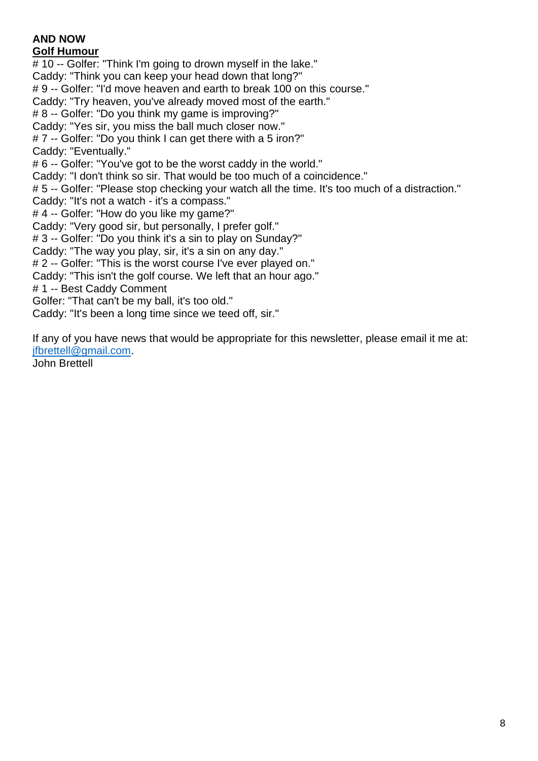**AND NOW**

**Golf Humour**

# 10 -- Golfer: "Think I'm going to drown myself in the lake."
Caddy: "Think you can keep your head down that long?"
# 9 -- Golfer: "I'd move heaven and earth to break 100 on this course."
Caddy: "Try heaven, you've already moved most of the earth."
# 8 -- Golfer: "Do you think my game is improving?"
Caddy: "Yes sir, you miss the ball much closer now."
# 7 -- Golfer: "Do you think I can get there with a 5 iron?"
Caddy: "Eventually."
# 6 -- Golfer: "You've got to be the worst caddy in the world."
Caddy: "I don't think so sir. That would be too much of a coincidence."
# 5 -- Golfer: "Please stop checking your watch all the time. It's too much of a distraction."
Caddy: "It's not a watch - it's a compass."
# 4 -- Golfer: "How do you like my game?"
Caddy: "Very good sir, but personally, I prefer golf."
# 3 -- Golfer: "Do you think it's a sin to play on Sunday?"
Caddy: "The way you play, sir, it's a sin on any day."
# 2 -- Golfer: "This is the worst course I've ever played on."
Caddy: "This isn't the golf course. We left that an hour ago."
# 1 -- Best Caddy Comment
Golfer: "That can't be my ball, it's too old."
Caddy: "It's been a long time since we teed off, sir."

If any of you have news that would be appropriate for this newsletter, please email it me at: jfbrettell@gmail.com.
John Brettell